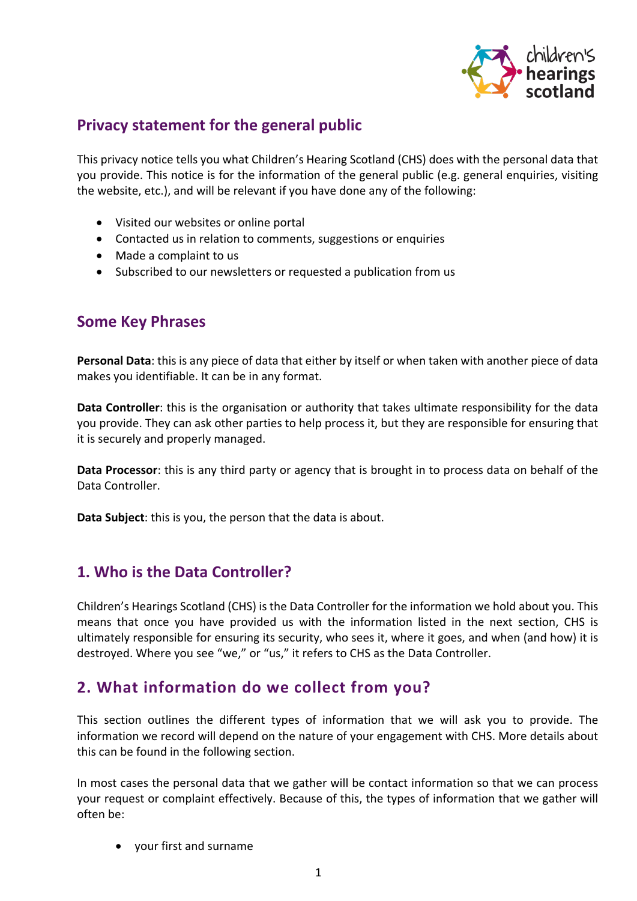## Privacy statement for the general public

This privacy notice tells you what Children's Hearing Scotland (CHS) does with the personal data that you provide. This notice is for the information of the general public (e.g. general enquiries, visiting the website, etc.), and will be relevant if you have done any of the following:

- Visited our websites or online portal
- Contacted us in relation to comments, suggestions or enquiries
- Made a complaint to us
- Subscribed to our newsletters or requested a publication from us

## Some Key Phrases

**Personal Data**: this is any piece of data that either by itself or when taken with another piece of data makes you identifiable. It can be in any format.

**Data Controller**: this is the organisation or authority that takes ultimate responsibility for the data you provide. They can ask other parties to help process it, but they are responsible for ensuring that it is securely and properly managed.

**Data Processor**: this is any third party or agency that is brought in to process data on behalf of the Data Controller.

**Data Subject**: this is you, the person that the data is about.

## 1. Who is the Data Controller?

Children's Hearings Scotland (CHS) is the Data Controller for the information we hold about you. This means that once you have provided us with the information listed in the next section, CHS is ultimately responsible for ensuring its security, who sees it, where it goes, and when (and how) it is destroyed. Where you see "we," or "us," it refers to CHS as the Data Controller.

## 2. What information do we collect from you?

This section outlines the different types of information that we will ask you to provide. The information we record will depend on the nature of your engagement with CHS. More details about this can be found in the following section.

In most cases the personal data that we gather will be contact information so that we can process your request or complaint effectively. Because of this, the types of information that we gather will often be:

- your first and surname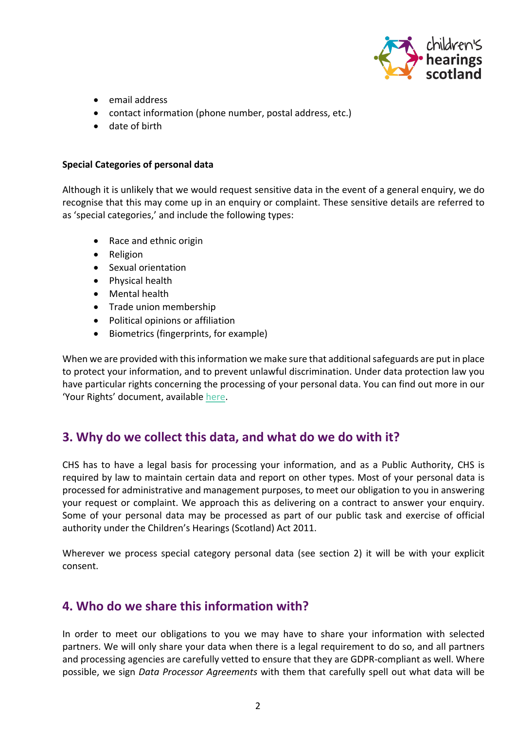- email address
- contact information (phone number, postal address, etc.)
- date of birth

**Special Categories of personal data**

Although it is unlikely that we would request sensitive data in the event of a general enquiry, we do recognise that this may come up in an enquiry or complaint. These sensitive details are referred to as 'special categories,' and include the following types:

- Race and ethnic origin
- Religion
- Sexual orientation
- Physical health
- Mental health
- Trade union membership
- Political opinions or affiliation
- Biometrics (fingerprints, for example)

When we are provided with this information we make sure that additional safeguards are put in place to protect your information, and to prevent unlawful discrimination. Under data protection law you have particular rights concerning the processing of your personal data. You can find out more in our 'Your Rights' document, available here.

## 3. Why do we collect this data, and what do we do with it?

CHS has to have a legal basis for processing your information, and as a Public Authority, CHS is required by law to maintain certain data and report on other types. Most of your personal data is processed for administrative and management purposes, to meet our obligation to you in answering your request or complaint. We approach this as delivering on a contract to answer your enquiry. Some of your personal data may be processed as part of our public task and exercise of official authority under the Children's Hearings (Scotland) Act 2011.

Wherever we process special category personal data (see section 2) it will be with your explicit consent.

## 4. Who do we share this information with?

In order to meet our obligations to you we may have to share your information with selected partners. We will only share your data when there is a legal requirement to do so, and all partners and processing agencies are carefully vetted to ensure that they are GDPR-compliant as well. Where possible, we sign *Data Processor Agreements* with them that carefully spell out what data will be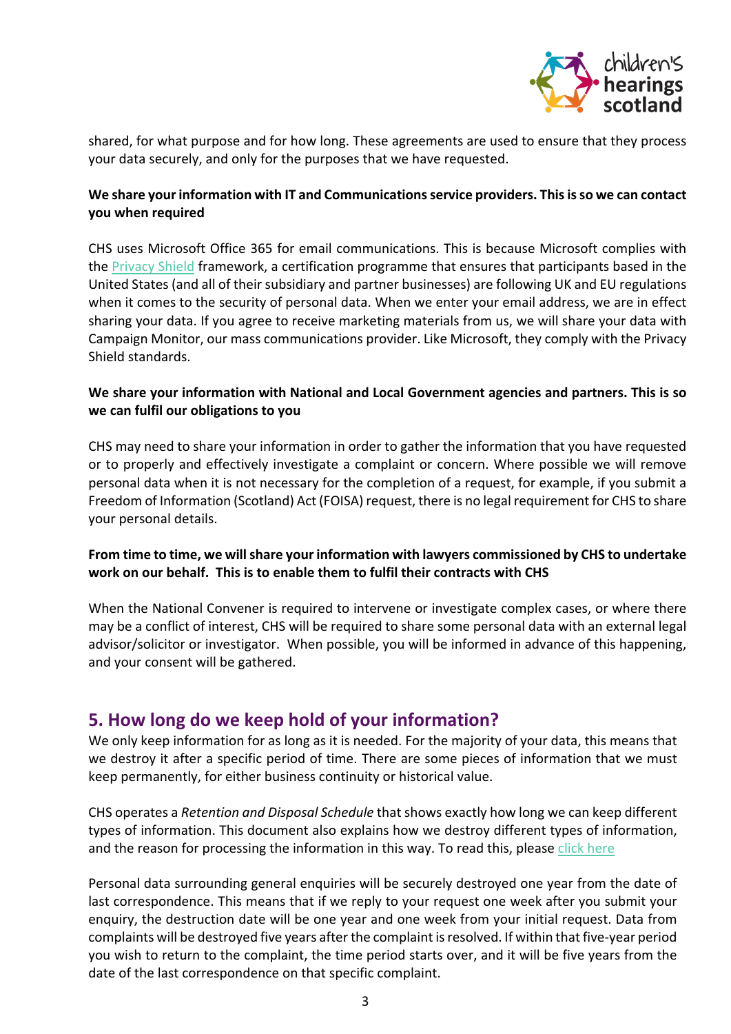shared, for what purpose and for how long. These agreements are used to ensure that they process your data securely, and only for the purposes that we have requested.

**We share your information with IT and Communications service providers. This is so we can contact you when required**

CHS uses Microsoft Office 365 for email communications. This is because Microsoft complies with the Privacy Shield framework, a certification programme that ensures that participants based in the United States (and all of their subsidiary and partner businesses) are following UK and EU regulations when it comes to the security of personal data. When we enter your email address, we are in effect sharing your data. If you agree to receive marketing materials from us, we will share your data with Campaign Monitor, our mass communications provider. Like Microsoft, they comply with the Privacy Shield standards.

**We share your information with National and Local Government agencies and partners. This is so we can fulfil our obligations to you**

CHS may need to share your information in order to gather the information that you have requested or to properly and effectively investigate a complaint or concern. Where possible we will remove personal data when it is not necessary for the completion of a request, for example, if you submit a Freedom of Information (Scotland) Act (FOISA) request, there is no legal requirement for CHS to share your personal details.

**From time to time, we will share your information with lawyers commissioned by CHS to undertake work on our behalf. This is to enable them to fulfil their contracts with CHS**

When the National Convener is required to intervene or investigate complex cases, or where there may be a conflict of interest, CHS will be required to share some personal data with an external legal advisor/solicitor or investigator. When possible, you will be informed in advance of this happening, and your consent will be gathered.

## 5. How long do we keep hold of your information?

We only keep information for as long as it is needed. For the majority of your data, this means that we destroy it after a specific period of time. There are some pieces of information that we must keep permanently, for either business continuity or historical value.

CHS operates a *Retention and Disposal Schedule* that shows exactly how long we can keep different types of information. This document also explains how we destroy different types of information, and the reason for processing the information in this way. To read this, please click here

Personal data surrounding general enquiries will be securely destroyed one year from the date of last correspondence. This means that if we reply to your request one week after you submit your enquiry, the destruction date will be one year and one week from your initial request. Data from complaints will be destroyed five years after the complaint is resolved. If within that five-year period you wish to return to the complaint, the time period starts over, and it will be five years from the date of the last correspondence on that specific complaint.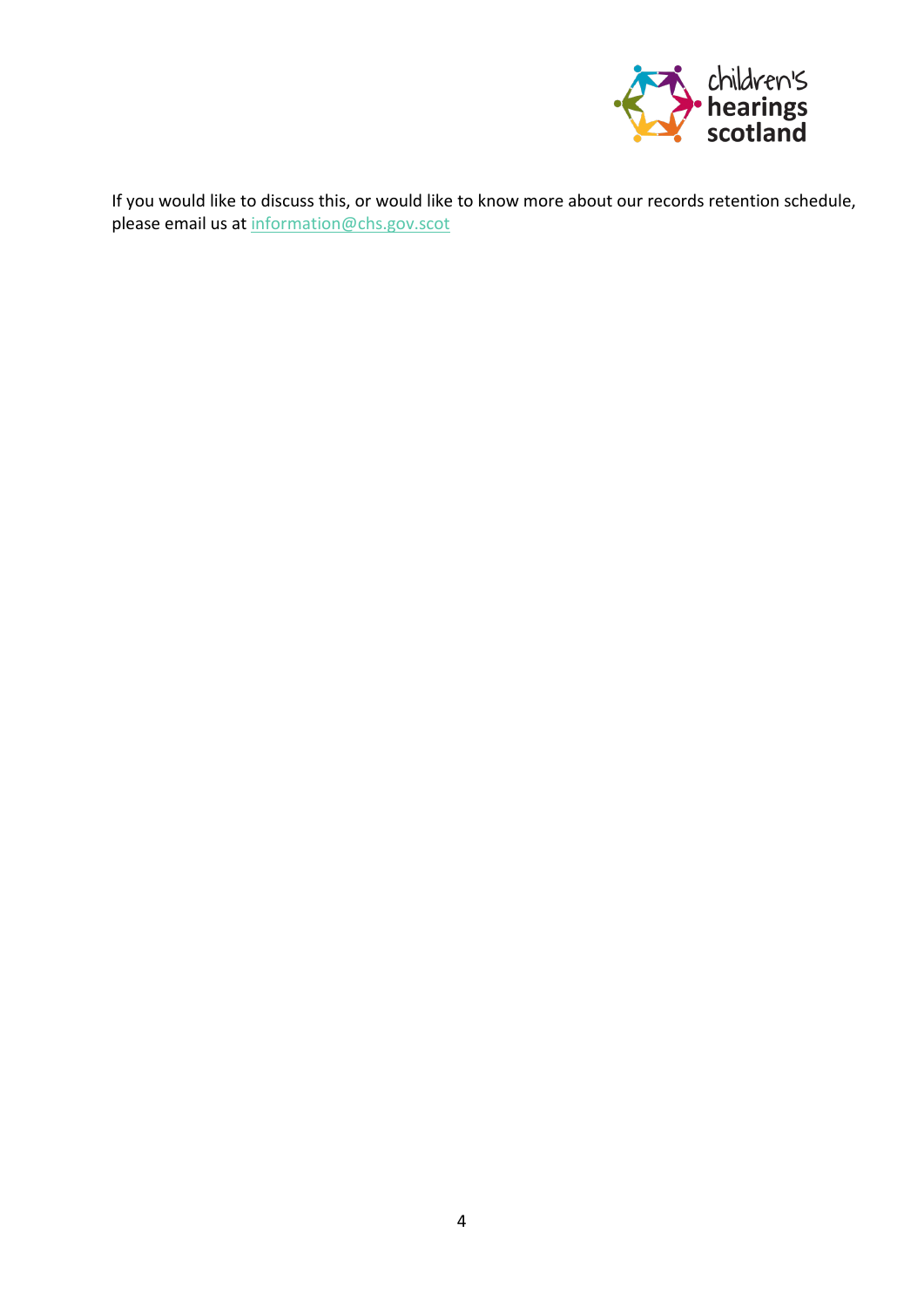If you would like to discuss this, or would like to know more about our records retention schedule, please email us at [information@chs.gov.scot](mailto:information@chs.gov.scot)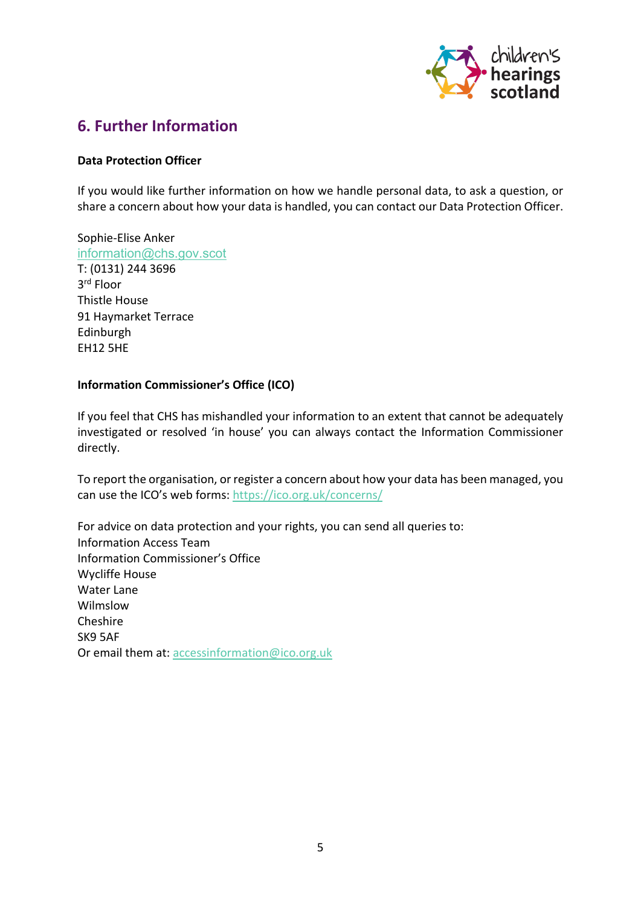## 6. Further Information

**Data Protection Officer**

If you would like further information on how we handle personal data, to ask a question, or share a concern about how your data is handled, you can contact our Data Protection Officer.

Sophie-Elise Anker  
information@chs.gov.scot  
T: (0131) 244 3696  
3rd Floor  
Thistle House  
91 Haymarket Terrace  
Edinburgh  
EH12 5HE

**Information Commissioner's Office (ICO)**

If you feel that CHS has mishandled your information to an extent that cannot be adequately investigated or resolved 'in house' you can always contact the Information Commissioner directly.

To report the organisation, or register a concern about how your data has been managed, you can use the ICO's web forms: https://ico.org.uk/concerns/

For advice on data protection and your rights, you can send all queries to:  
Information Access Team  
Information Commissioner's Office  
Wycliffe House  
Water Lane  
Wilmslow  
Cheshire  
SK9 5AF  
Or email them at: accessinformation@ico.org.uk